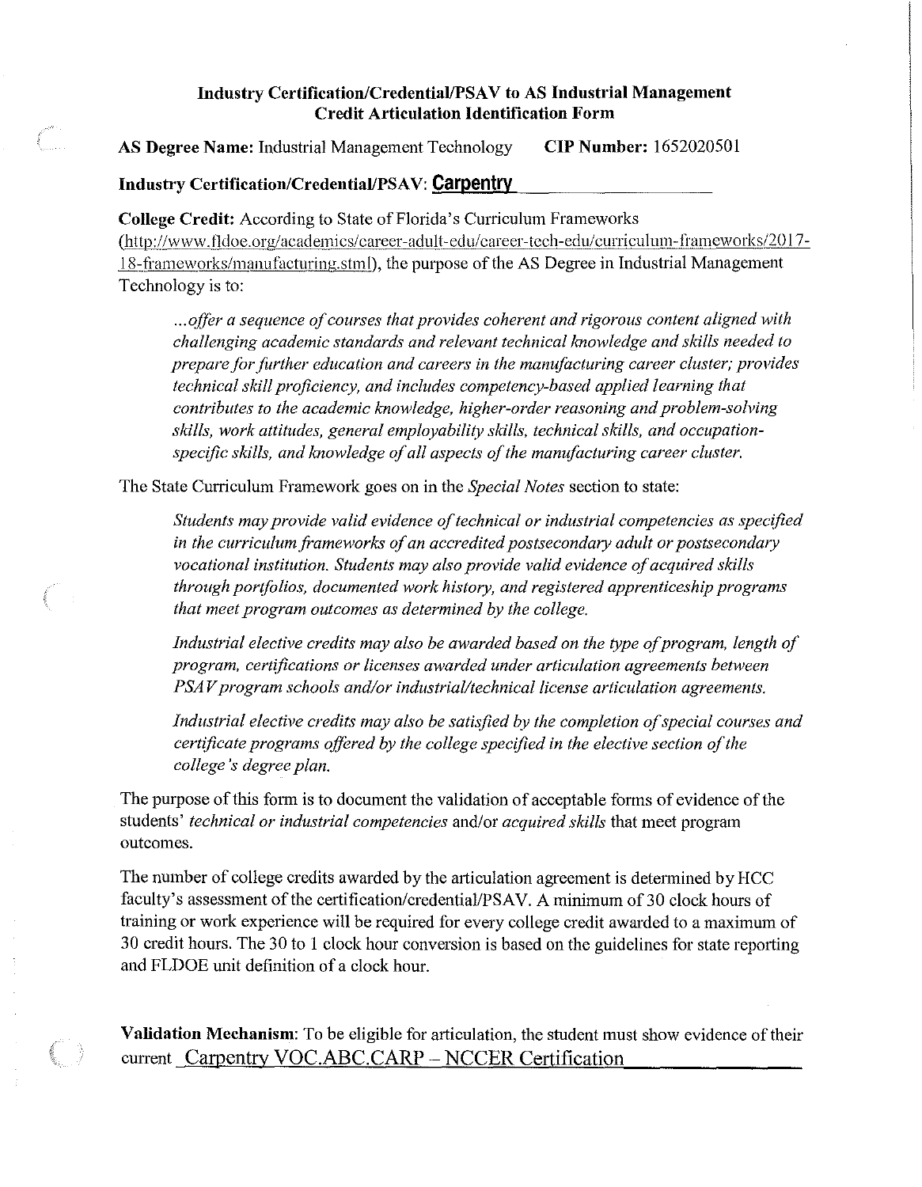**Industry Certification/Credential/PSAV to AS Industrial Management Credit Articulation Identification Form**

**AS Degree Name:** Industrial Management Technology **CIP Number:** 1652020501

**Industry Certification/Credential/PSAV:** **Carpentry**

**College Credit:** According to State of Florida's Curriculum Frameworks (http://www.fldoe.org/academics/career-adult-edu/career-tech-edu/curriculum-frameworks/2017-18-frameworks/manufacturing.stml), the purpose of the AS Degree in Industrial Management Technology is to:

> *...offer a sequence of courses that provides coherent and rigorous content aligned with challenging academic standards and relevant technical knowledge and skills needed to prepare for further education and careers in the manufacturing career cluster; provides technical skill proficiency, and includes competency-based applied learning that contributes to the academic knowledge, higher-order reasoning and problem-solving skills, work attitudes, general employability skills, technical skills, and occupation-specific skills, and knowledge of all aspects of the manufacturing career cluster.*

The State Curriculum Framework goes on in the *Special Notes* section to state:

> *Students may provide valid evidence of technical or industrial competencies as specified in the curriculum frameworks of an accredited postsecondary adult or postsecondary vocational institution. Students may also provide valid evidence of acquired skills through portfolios, documented work history, and registered apprenticeship programs that meet program outcomes as determined by the college.*
>
> *Industrial elective credits may also be awarded based on the type of program, length of program, certifications or licenses awarded under articulation agreements between PSAV program schools and/or industrial/technical license articulation agreements.*
>
> *Industrial elective credits may also be satisfied by the completion of special courses and certificate programs offered by the college specified in the elective section of the college's degree plan.*

The purpose of this form is to document the validation of acceptable forms of evidence of the students' *technical or industrial competencies* and/or *acquired skills* that meet program outcomes.

The number of college credits awarded by the articulation agreement is determined by HCC faculty's assessment of the certification/credential/PSAV. A minimum of 30 clock hours of training or work experience will be required for every college credit awarded to a maximum of 30 credit hours. The 30 to 1 clock hour conversion is based on the guidelines for state reporting and FLDOE unit definition of a clock hour.

**Validation Mechanism**: To be eligible for articulation, the student must show evidence of their current Carpentry VOC.ABC.CARP – NCCER Certification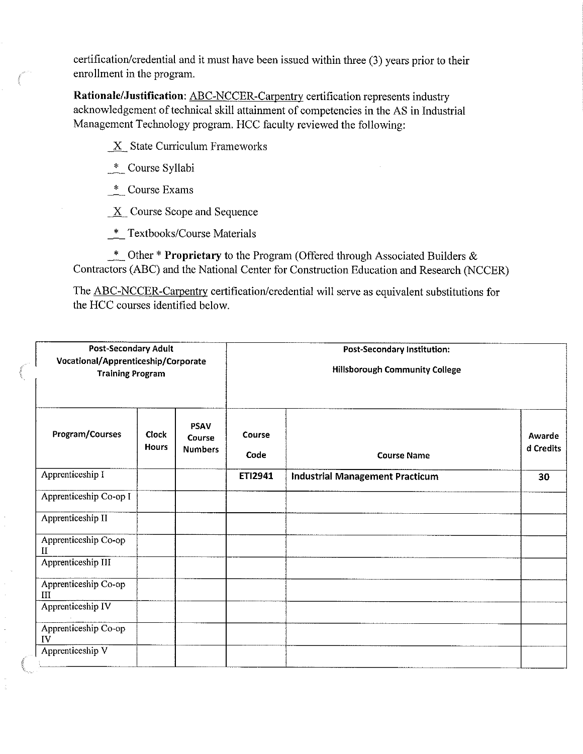certification/credential and it must have been issued within three (3) years prior to their enrollment in the program.

**Rationale/Justification**: ABC-NCCER-Carpentry certification represents industry acknowledgement of technical skill attainment of competencies in the AS in Industrial Management Technology program. HCC faculty reviewed the following:

_X_ State Curriculum Frameworks

_*_ Course Syllabi

_*_ Course Exams

_X_ Course Scope and Sequence

_*_ Textbooks/Course Materials

_*_ Other * **Proprietary** to the Program (Offered through Associated Builders & Contractors (ABC) and the National Center for Construction Education and Research (NCCER)

The ABC-NCCER-Carpentry certification/credential will serve as equivalent substitutions for the HCC courses identified below.

| Post-Secondary Adult Vocational/Apprenticeship/Corporate Training Program | | | Post-Secondary Institution: Hillsborough Community College | | |
|---|---|---|---|---|---|
| **Program/Courses** | **Clock Hours** | **PSAV Course Numbers** | **Course Code** | **Course Name** | **Awarded Credits** |
| Apprenticeship I | | | **ETI2941** | **Industrial Management Practicum** | **30** |
| Apprenticeship Co-op I | | | | | |
| Apprenticeship II | | | | | |
| Apprenticeship Co-op II | | | | | |
| Apprenticeship III | | | | | |
| Apprenticeship Co-op III | | | | | |
| Apprenticeship IV | | | | | |
| Apprenticeship Co-op IV | | | | | |
| Apprenticeship V | | | | | |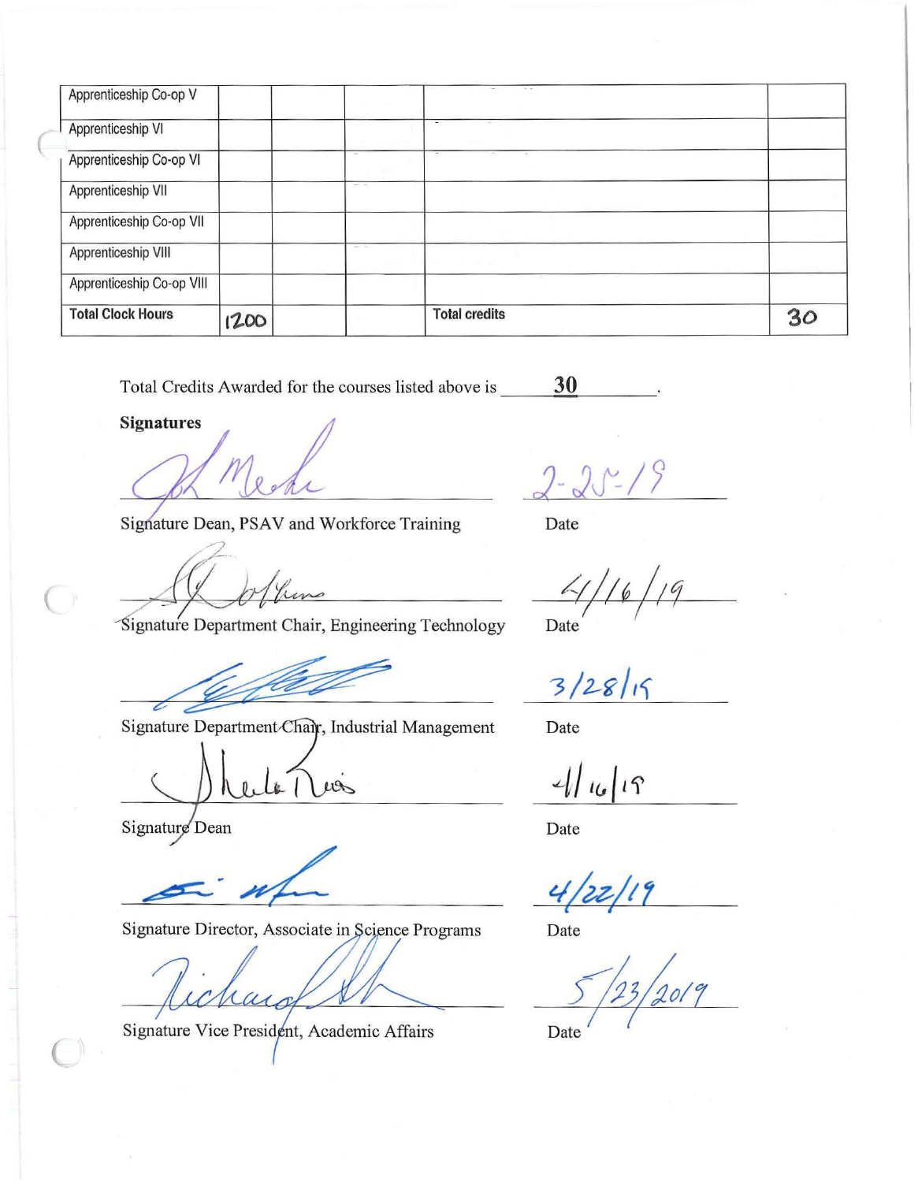| | | | | | |
|---|---|---|---|---|---|
| Apprenticeship Co-op V | | | | | |
| Apprenticeship VI | | | | | |
| Apprenticeship Co-op VI | | | | | |
| Apprenticeship VII | | | | | |
| Apprenticeship Co-op VII | | | | | |
| Apprenticeship VIII | | | | | |
| Apprenticeship Co-op VIII | | | | | |
| **Total Clock Hours** | 1200 | | | **Total credits** | 30 |

Total Credits Awarded for the courses listed above is 30.

**Signatures**

Signature Dean, PSAV and Workforce Training — Date: 2-25-19

Signature Department Chair, Engineering Technology — Date: 4/16/19

Signature Department Chair, Industrial Management — Date: 3/28/19

Signature Dean — Date: 4/16/19

Signature Director, Associate in Science Programs — Date: 4/22/19

Signature Vice President, Academic Affairs — Date: 5/23/2019